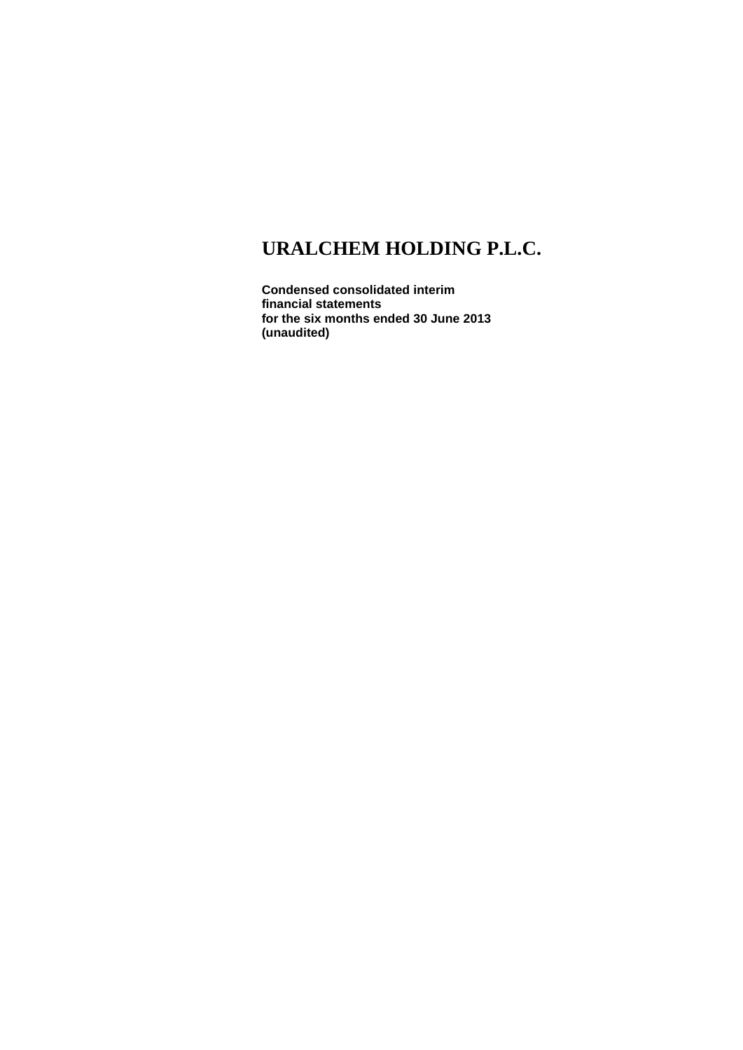# URALCHEM HOLDING P.L.C.

**Condensed consolidated interim financial statements for the six months ended 30 June 2013 (unaudited)**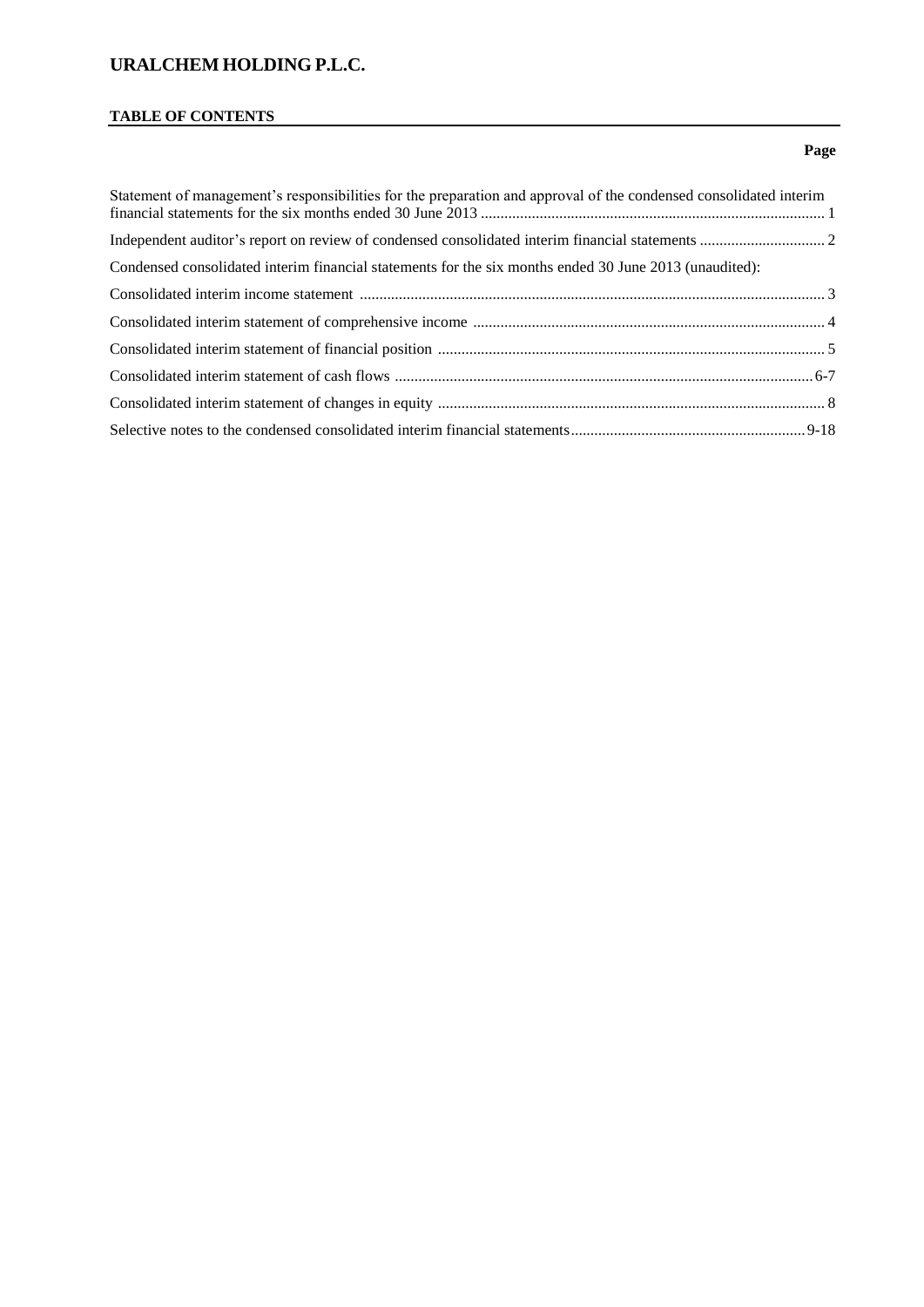# URALCHEM HOLDING P.L.C.

## TABLE OF CONTENTS

| | Page |
|---|---|
| Statement of management's responsibilities for the preparation and approval of the condensed consolidated interim financial statements for the six months ended 30 June 2013 | 1 |
| Independent auditor's report on review of condensed consolidated interim financial statements | 2 |
| Condensed consolidated interim financial statements for the six months ended 30 June 2013 (unaudited): | |
| Consolidated interim income statement | 3 |
| Consolidated interim statement of comprehensive income | 4 |
| Consolidated interim statement of financial position | 5 |
| Consolidated interim statement of cash flows | 6-7 |
| Consolidated interim statement of changes in equity | 8 |
| Selective notes to the condensed consolidated interim financial statements | 9-18 |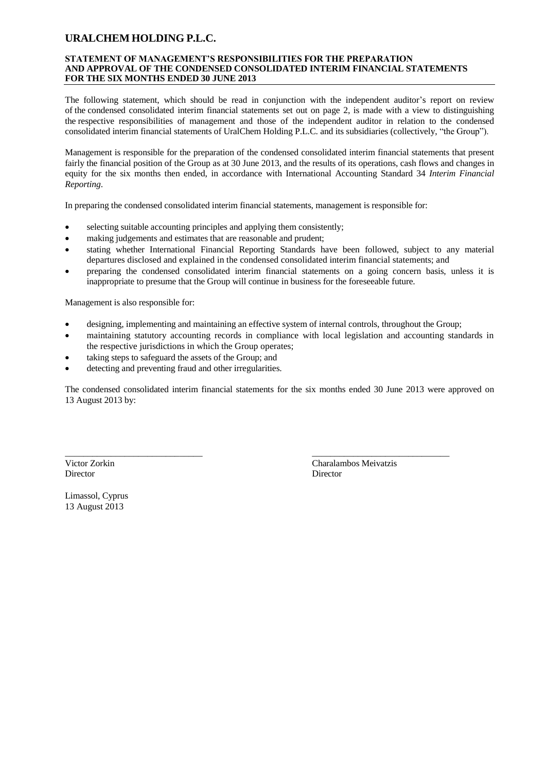# URALCHEM HOLDING P.L.C.

**STATEMENT OF MANAGEMENT'S RESPONSIBILITIES FOR THE PREPARATION AND APPROVAL OF THE CONDENSED CONSOLIDATED INTERIM FINANCIAL STATEMENTS FOR THE SIX MONTHS ENDED 30 JUNE 2013**

The following statement, which should be read in conjunction with the independent auditor's report on review of the condensed consolidated interim financial statements set out on page 2, is made with a view to distinguishing the respective responsibilities of management and those of the independent auditor in relation to the condensed consolidated interim financial statements of UralChem Holding P.L.C. and its subsidiaries (collectively, "the Group").

Management is responsible for the preparation of the condensed consolidated interim financial statements that present fairly the financial position of the Group as at 30 June 2013, and the results of its operations, cash flows and changes in equity for the six months then ended, in accordance with International Accounting Standard 34 *Interim Financial Reporting*.

In preparing the condensed consolidated interim financial statements, management is responsible for:

- selecting suitable accounting principles and applying them consistently;
- making judgements and estimates that are reasonable and prudent;
- stating whether International Financial Reporting Standards have been followed, subject to any material departures disclosed and explained in the condensed consolidated interim financial statements; and
- preparing the condensed consolidated interim financial statements on a going concern basis, unless it is inappropriate to presume that the Group will continue in business for the foreseeable future.

Management is also responsible for:

- designing, implementing and maintaining an effective system of internal controls, throughout the Group;
- maintaining statutory accounting records in compliance with local legislation and accounting standards in the respective jurisdictions in which the Group operates;
- taking steps to safeguard the assets of the Group; and
- detecting and preventing fraud and other irregularities.

The condensed consolidated interim financial statements for the six months ended 30 June 2013 were approved on 13 August 2013 by:

Victor Zorkin
Director

Charalambos Meivatzis
Director

Limassol, Cyprus
13 August 2013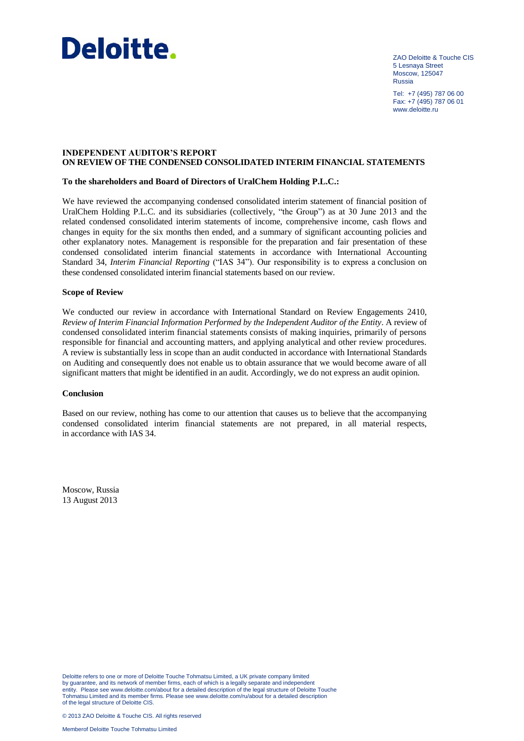Deloitte.

ZAO Deloitte & Touche CIS
5 Lesnaya Street
Moscow, 125047
Russia

Tel: +7 (495) 787 06 00
Fax: +7 (495) 787 06 01
www.deloitte.ru

**INDEPENDENT AUDITOR'S REPORT**
**ON REVIEW OF THE CONDENSED CONSOLIDATED INTERIM FINANCIAL STATEMENTS**

**To the shareholders and Board of Directors of UralChem Holding P.L.C.:**

We have reviewed the accompanying condensed consolidated interim statement of financial position of UralChem Holding P.L.C. and its subsidiaries (collectively, "the Group") as at 30 June 2013 and the related condensed consolidated interim statements of income, comprehensive income, cash flows and changes in equity for the six months then ended, and a summary of significant accounting policies and other explanatory notes. Management is responsible for the preparation and fair presentation of these condensed consolidated interim financial statements in accordance with International Accounting Standard 34, *Interim Financial Reporting* ("IAS 34"). Our responsibility is to express a conclusion on these condensed consolidated interim financial statements based on our review.

**Scope of Review**

We conducted our review in accordance with International Standard on Review Engagements 2410, *Review of Interim Financial Information Performed by the Independent Auditor of the Entity*. A review of condensed consolidated interim financial statements consists of making inquiries, primarily of persons responsible for financial and accounting matters, and applying analytical and other review procedures. A review is substantially less in scope than an audit conducted in accordance with International Standards on Auditing and consequently does not enable us to obtain assurance that we would become aware of all significant matters that might be identified in an audit. Accordingly, we do not express an audit opinion.

**Conclusion**

Based on our review, nothing has come to our attention that causes us to believe that the accompanying condensed consolidated interim financial statements are not prepared, in all material respects, in accordance with IAS 34.

Moscow, Russia
13 August 2013

Deloitte refers to one or more of Deloitte Touche Tohmatsu Limited, a UK private company limited by guarantee, and its network of member firms, each of which is a legally separate and independent entity. Please see www.deloitte.com/about for a detailed description of the legal structure of Deloitte Touche Tohmatsu Limited and its member firms. Please see www.deloitte.com/ru/about for a detailed description of the legal structure of Deloitte CIS.

© 2013 ZAO Deloitte & Touche CIS. All rights reserved

Memberof Deloitte Touche Tohmatsu Limited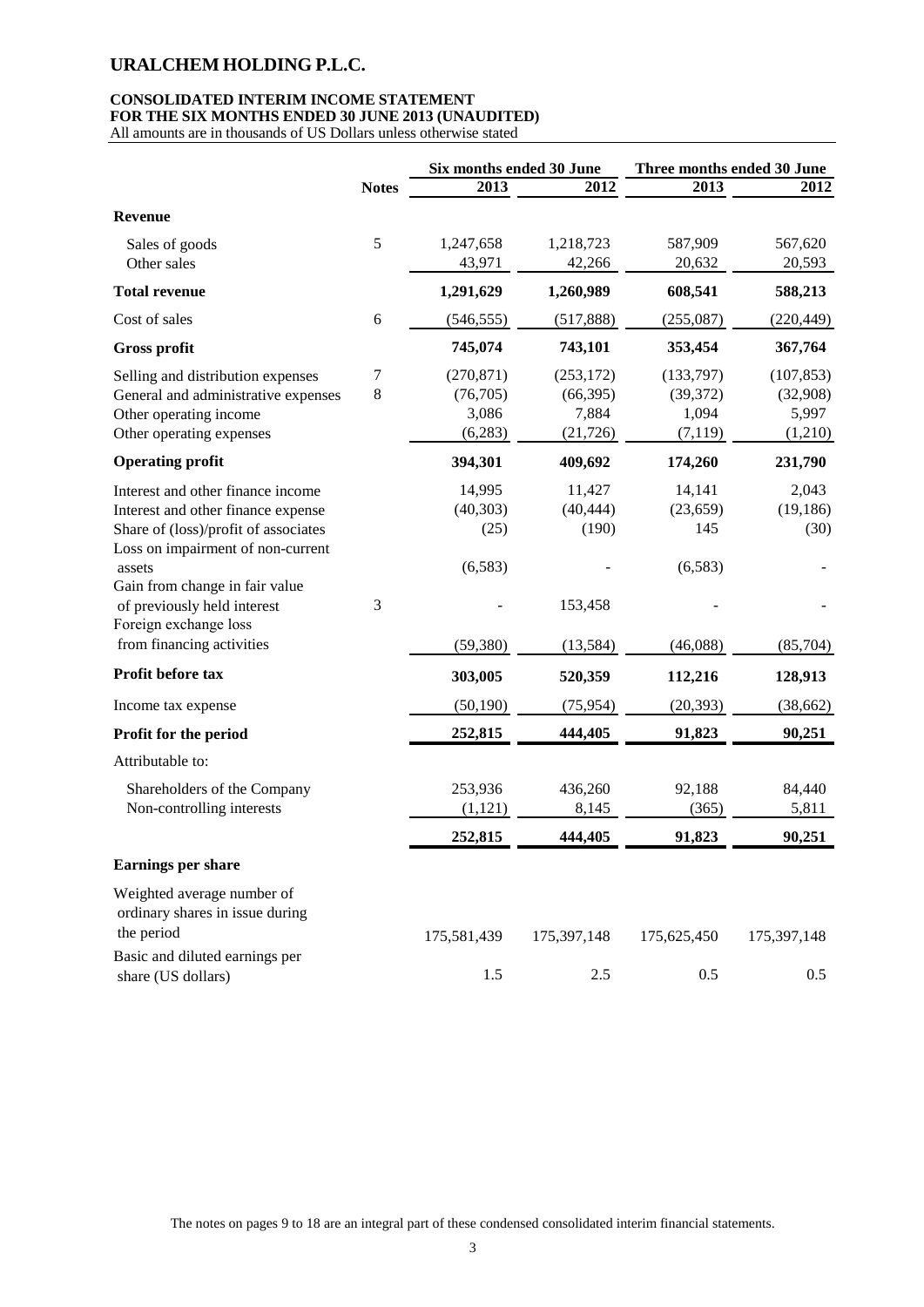# URALCHEM HOLDING P.L.C.

**CONSOLIDATED INTERIM INCOME STATEMENT**
**FOR THE SIX MONTHS ENDED 30 JUNE 2013 (UNAUDITED)**
All amounts are in thousands of US Dollars unless otherwise stated

| | Notes | Six months ended 30 June | | Three months ended 30 June | |
|---|---|---|---|---|---|
| | | **2013** | **2012** | **2013** | **2012** |
| **Revenue** | | | | | |
| Sales of goods | 5 | 1,247,658 | 1,218,723 | 587,909 | 567,620 |
| Other sales | | 43,971 | 42,266 | 20,632 | 20,593 |
| **Total revenue** | | **1,291,629** | **1,260,989** | **608,541** | **588,213** |
| Cost of sales | 6 | (546,555) | (517,888) | (255,087) | (220,449) |
| **Gross profit** | | **745,074** | **743,101** | **353,454** | **367,764** |
| Selling and distribution expenses | 7 | (270,871) | (253,172) | (133,797) | (107,853) |
| General and administrative expenses | 8 | (76,705) | (66,395) | (39,372) | (32,908) |
| Other operating income | | 3,086 | 7,884 | 1,094 | 5,997 |
| Other operating expenses | | (6,283) | (21,726) | (7,119) | (1,210) |
| **Operating profit** | | **394,301** | **409,692** | **174,260** | **231,790** |
| Interest and other finance income | | 14,995 | 11,427 | 14,141 | 2,043 |
| Interest and other finance expense | | (40,303) | (40,444) | (23,659) | (19,186) |
| Share of (loss)/profit of associates | | (25) | (190) | 145 | (30) |
| Loss on impairment of non-current assets | | (6,583) | - | (6,583) | - |
| Gain from change in fair value of previously held interest | 3 | - | 153,458 | - | - |
| Foreign exchange loss from financing activities | | (59,380) | (13,584) | (46,088) | (85,704) |
| **Profit before tax** | | **303,005** | **520,359** | **112,216** | **128,913** |
| Income tax expense | | (50,190) | (75,954) | (20,393) | (38,662) |
| **Profit for the period** | | **252,815** | **444,405** | **91,823** | **90,251** |
| Attributable to: | | | | | |
| Shareholders of the Company | | 253,936 | 436,260 | 92,188 | 84,440 |
| Non-controlling interests | | (1,121) | 8,145 | (365) | 5,811 |
| | | **252,815** | **444,405** | **91,823** | **90,251** |
| **Earnings per share** | | | | | |
| Weighted average number of ordinary shares in issue during the period | | 175,581,439 | 175,397,148 | 175,625,450 | 175,397,148 |
| Basic and diluted earnings per share (US dollars) | | 1.5 | 2.5 | 0.5 | 0.5 |

The notes on pages 9 to 18 are an integral part of these condensed consolidated interim financial statements.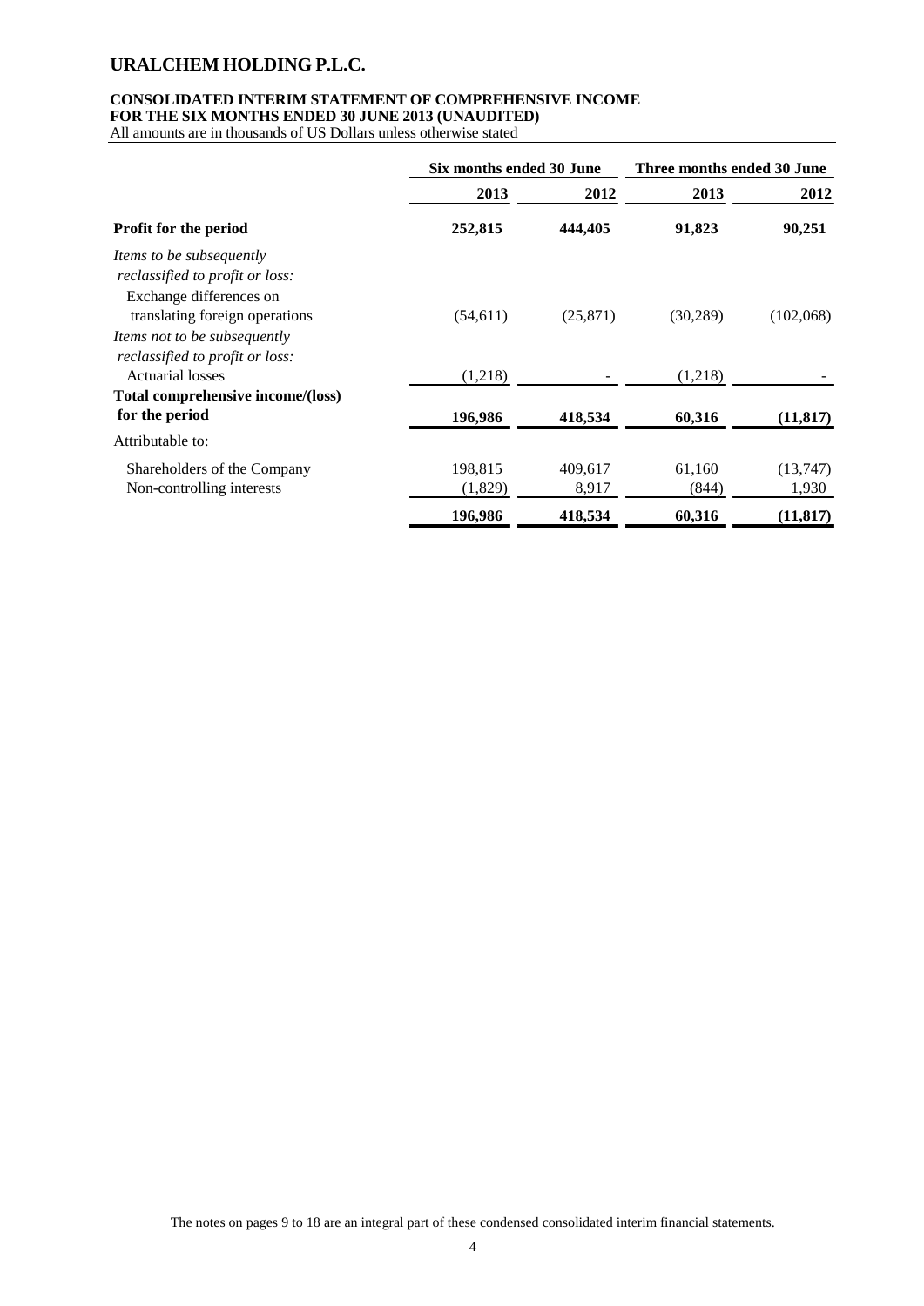# URALCHEM HOLDING P.L.C.

**CONSOLIDATED INTERIM STATEMENT OF COMPREHENSIVE INCOME**
**FOR THE SIX MONTHS ENDED 30 JUNE 2013 (UNAUDITED)**
All amounts are in thousands of US Dollars unless otherwise stated

| | Six months ended 30 June | | Three months ended 30 June | |
|---|---|---|---|---|
| | **2013** | **2012** | **2013** | **2012** |
| **Profit for the period** | **252,815** | **444,405** | **91,823** | **90,251** |
| *Items to be subsequently reclassified to profit or loss:* | | | | |
| Exchange differences on translating foreign operations | (54,611) | (25,871) | (30,289) | (102,068) |
| *Items not to be subsequently reclassified to profit or loss:* | | | | |
| Actuarial losses | (1,218) | - | (1,218) | - |
| **Total comprehensive income/(loss) for the period** | **196,986** | **418,534** | **60,316** | **(11,817)** |
| Attributable to: | | | | |
| Shareholders of the Company | 198,815 | 409,617 | 61,160 | (13,747) |
| Non-controlling interests | (1,829) | 8,917 | (844) | 1,930 |
| | **196,986** | **418,534** | **60,316** | **(11,817)** |

The notes on pages 9 to 18 are an integral part of these condensed consolidated interim financial statements.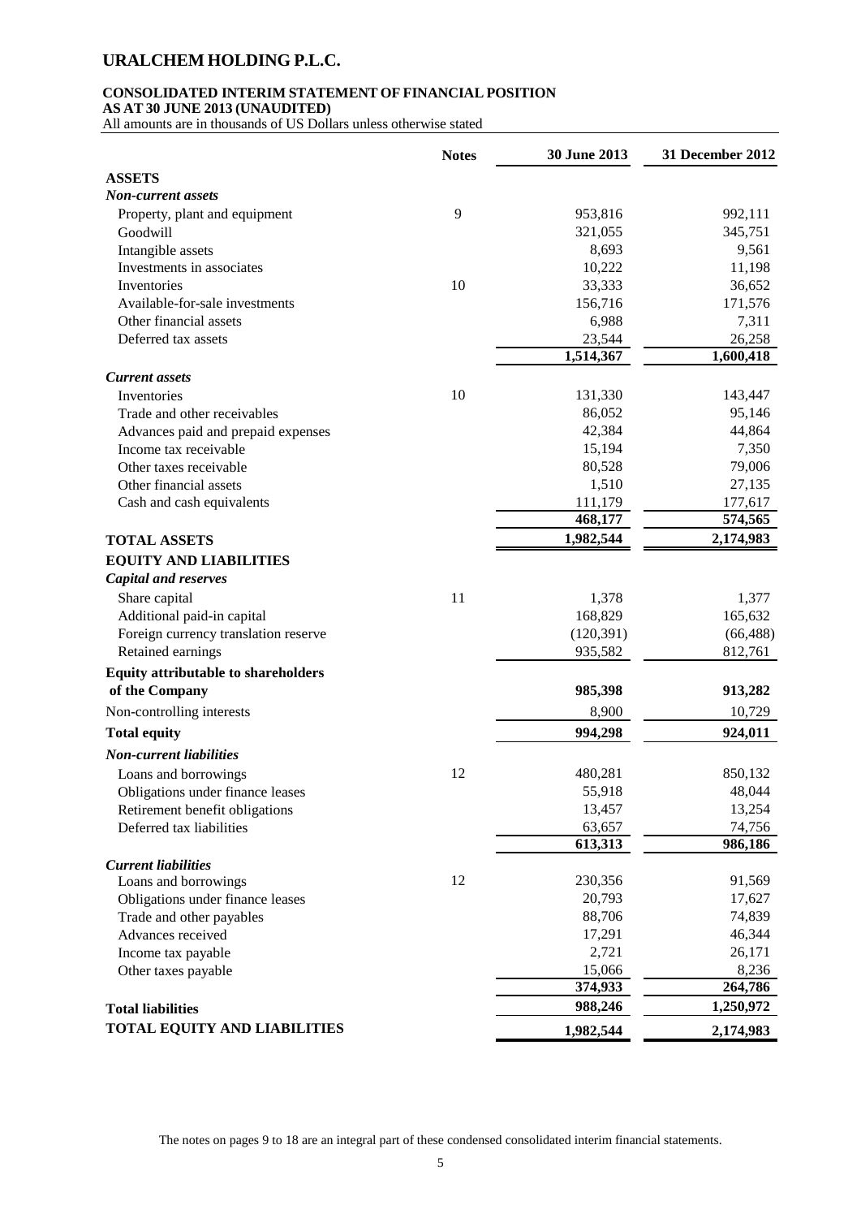# URALCHEM HOLDING P.L.C.

## CONSOLIDATED INTERIM STATEMENT OF FINANCIAL POSITION

**AS AT 30 JUNE 2013 (UNAUDITED)**

All amounts are in thousands of US Dollars unless otherwise stated

| | Notes | 30 June 2013 | 31 December 2012 |
|---|---|---|---|
| **ASSETS** | | | |
| ***Non-current assets*** | | | |
| Property, plant and equipment | 9 | 953,816 | 992,111 |
| Goodwill | | 321,055 | 345,751 |
| Intangible assets | | 8,693 | 9,561 |
| Investments in associates | | 10,222 | 11,198 |
| Inventories | 10 | 33,333 | 36,652 |
| Available-for-sale investments | | 156,716 | 171,576 |
| Other financial assets | | 6,988 | 7,311 |
| Deferred tax assets | | 23,544 | 26,258 |
| | | 1,514,367 | 1,600,418 |
| ***Current assets*** | | | |
| Inventories | 10 | 131,330 | 143,447 |
| Trade and other receivables | | 86,052 | 95,146 |
| Advances paid and prepaid expenses | | 42,384 | 44,864 |
| Income tax receivable | | 15,194 | 7,350 |
| Other taxes receivable | | 80,528 | 79,006 |
| Other financial assets | | 1,510 | 27,135 |
| Cash and cash equivalents | | 111,179 | 177,617 |
| | | 468,177 | 574,565 |
| **TOTAL ASSETS** | | 1,982,544 | 2,174,983 |
| **EQUITY AND LIABILITIES** | | | |
| ***Capital and reserves*** | | | |
| Share capital | 11 | 1,378 | 1,377 |
| Additional paid-in capital | | 168,829 | 165,632 |
| Foreign currency translation reserve | | (120,391) | (66,488) |
| Retained earnings | | 935,582 | 812,761 |
| **Equity attributable to shareholders of the Company** | | **985,398** | **913,282** |
| Non-controlling interests | | 8,900 | 10,729 |
| **Total equity** | | **994,298** | **924,011** |
| ***Non-current liabilities*** | | | |
| Loans and borrowings | 12 | 480,281 | 850,132 |
| Obligations under finance leases | | 55,918 | 48,044 |
| Retirement benefit obligations | | 13,457 | 13,254 |
| Deferred tax liabilities | | 63,657 | 74,756 |
| | | 613,313 | 986,186 |
| ***Current liabilities*** | | | |
| Loans and borrowings | 12 | 230,356 | 91,569 |
| Obligations under finance leases | | 20,793 | 17,627 |
| Trade and other payables | | 88,706 | 74,839 |
| Advances received | | 17,291 | 46,344 |
| Income tax payable | | 2,721 | 26,171 |
| Other taxes payable | | 15,066 | 8,236 |
| | | 374,933 | 264,786 |
| **Total liabilities** | | 988,246 | 1,250,972 |
| **TOTAL EQUITY AND LIABILITIES** | | 1,982,544 | 2,174,983 |

The notes on pages 9 to 18 are an integral part of these condensed consolidated interim financial statements.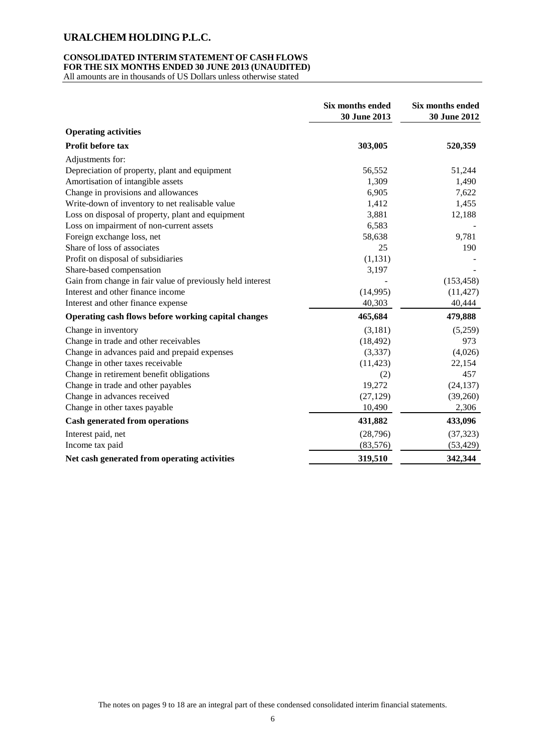# URALCHEM HOLDING P.L.C.

## CONSOLIDATED INTERIM STATEMENT OF CASH FLOWS
## FOR THE SIX MONTHS ENDED 30 JUNE 2013 (UNAUDITED)

All amounts are in thousands of US Dollars unless otherwise stated

| | Six months ended 30 June 2013 | Six months ended 30 June 2012 |
|---|---|---|
| **Operating activities** | | |
| **Profit before tax** | **303,005** | **520,359** |
| Adjustments for: | | |
| Depreciation of property, plant and equipment | 56,552 | 51,244 |
| Amortisation of intangible assets | 1,309 | 1,490 |
| Change in provisions and allowances | 6,905 | 7,622 |
| Write-down of inventory to net realisable value | 1,412 | 1,455 |
| Loss on disposal of property, plant and equipment | 3,881 | 12,188 |
| Loss on impairment of non-current assets | 6,583 | - |
| Foreign exchange loss, net | 58,638 | 9,781 |
| Share of loss of associates | 25 | 190 |
| Profit on disposal of subsidiaries | (1,131) | - |
| Share-based compensation | 3,197 | - |
| Gain from change in fair value of previously held interest | - | (153,458) |
| Interest and other finance income | (14,995) | (11,427) |
| Interest and other finance expense | 40,303 | 40,444 |
| **Operating cash flows before working capital changes** | **465,684** | **479,888** |
| Change in inventory | (3,181) | (5,259) |
| Change in trade and other receivables | (18,492) | 973 |
| Change in advances paid and prepaid expenses | (3,337) | (4,026) |
| Change in other taxes receivable | (11,423) | 22,154 |
| Change in retirement benefit obligations | (2) | 457 |
| Change in trade and other payables | 19,272 | (24,137) |
| Change in advances received | (27,129) | (39,260) |
| Change in other taxes payable | 10,490 | 2,306 |
| **Cash generated from operations** | **431,882** | **433,096** |
| Interest paid, net | (28,796) | (37,323) |
| Income tax paid | (83,576) | (53,429) |
| **Net cash generated from operating activities** | **319,510** | **342,344** |

The notes on pages 9 to 18 are an integral part of these condensed consolidated interim financial statements.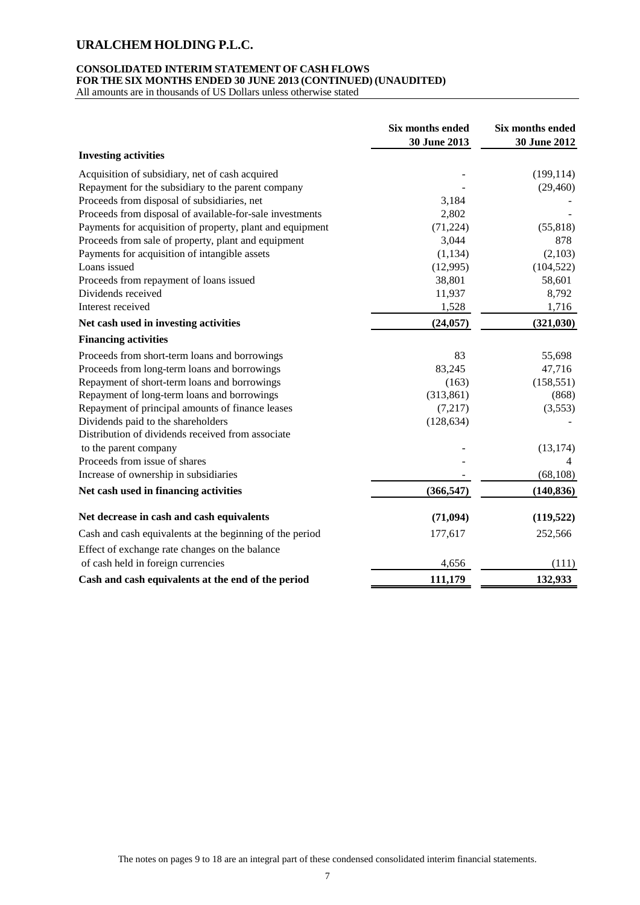# URALCHEM HOLDING P.L.C.

## CONSOLIDATED INTERIM STATEMENT OF CASH FLOWS
## FOR THE SIX MONTHS ENDED 30 JUNE 2013 (CONTINUED) (UNAUDITED)

All amounts are in thousands of US Dollars unless otherwise stated

| | Six months ended 30 June 2013 | Six months ended 30 June 2012 |
|---|---|---|
| **Investing activities** | | |
| Acquisition of subsidiary, net of cash acquired | - | (199,114) |
| Repayment for the subsidiary to the parent company | - | (29,460) |
| Proceeds from disposal of subsidiaries, net | 3,184 | - |
| Proceeds from disposal of available-for-sale investments | 2,802 | - |
| Payments for acquisition of property, plant and equipment | (71,224) | (55,818) |
| Proceeds from sale of property, plant and equipment | 3,044 | 878 |
| Payments for acquisition of intangible assets | (1,134) | (2,103) |
| Loans issued | (12,995) | (104,522) |
| Proceeds from repayment of loans issued | 38,801 | 58,601 |
| Dividends received | 11,937 | 8,792 |
| Interest received | 1,528 | 1,716 |
| **Net cash used in investing activities** | **(24,057)** | **(321,030)** |
| **Financing activities** | | |
| Proceeds from short-term loans and borrowings | 83 | 55,698 |
| Proceeds from long-term loans and borrowings | 83,245 | 47,716 |
| Repayment of short-term loans and borrowings | (163) | (158,551) |
| Repayment of long-term loans and borrowings | (313,861) | (868) |
| Repayment of principal amounts of finance leases | (7,217) | (3,553) |
| Dividends paid to the shareholders | (128,634) | - |
| Distribution of dividends received from associate to the parent company | - | (13,174) |
| Proceeds from issue of shares | - | 4 |
| Increase of ownership in subsidiaries | - | (68,108) |
| **Net cash used in financing activities** | **(366,547)** | **(140,836)** |
| **Net decrease in cash and cash equivalents** | **(71,094)** | **(119,522)** |
| Cash and cash equivalents at the beginning of the period | 177,617 | 252,566 |
| Effect of exchange rate changes on the balance of cash held in foreign currencies | 4,656 | (111) |
| **Cash and cash equivalents at the end of the period** | **111,179** | **132,933** |

The notes on pages 9 to 18 are an integral part of these condensed consolidated interim financial statements.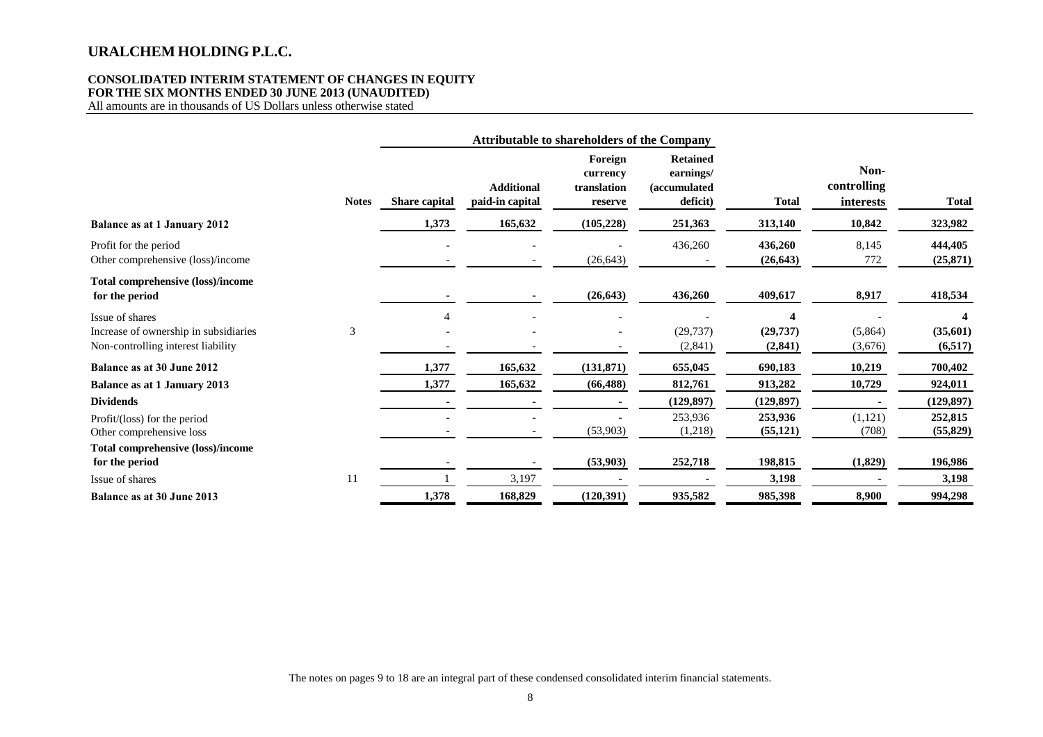# URALCHEM HOLDING P.L.C.

**CONSOLIDATED INTERIM STATEMENT OF CHANGES IN EQUITY**
**FOR THE SIX MONTHS ENDED 30 JUNE 2013 (UNAUDITED)**
All amounts are in thousands of US Dollars unless otherwise stated

| | | Attributable to shareholders of the Company | | | | | | |
|---|---|---|---|---|---|---|---|---|
| | Notes | Share capital | Additional paid-in capital | Foreign currency translation reserve | Retained earnings/ (accumulated deficit) | Total | Non-controlling interests | Total |
| **Balance as at 1 January 2012** | | **1,373** | **165,632** | **(105,228)** | **251,363** | **313,140** | **10,842** | **323,982** |
| Profit for the period | | - | - | - | 436,260 | **436,260** | 8,145 | **444,405** |
| Other comprehensive (loss)/income | | - | - | (26,643) | - | **(26,643)** | 772 | **(25,871)** |
| **Total comprehensive (loss)/income for the period** | | **-** | **-** | **(26,643)** | **436,260** | **409,617** | **8,917** | **418,534** |
| Issue of shares | | 4 | - | - | - | **4** | - | **4** |
| Increase of ownership in subsidiaries | 3 | - | - | - | (29,737) | **(29,737)** | (5,864) | **(35,601)** |
| Non-controlling interest liability | | - | - | - | (2,841) | **(2,841)** | (3,676) | **(6,517)** |
| **Balance as at 30 June 2012** | | **1,377** | **165,632** | **(131,871)** | **655,045** | **690,183** | **10,219** | **700,402** |
| **Balance as at 1 January 2013** | | **1,377** | **165,632** | **(66,488)** | **812,761** | **913,282** | **10,729** | **924,011** |
| **Dividends** | | **-** | **-** | **-** | **(129,897)** | **(129,897)** | **-** | **(129,897)** |
| Profit/(loss) for the period | | - | - | - | 253,936 | **253,936** | (1,121) | **252,815** |
| Other comprehensive loss | | - | - | (53,903) | (1,218) | **(55,121)** | (708) | **(55,829)** |
| **Total comprehensive (loss)/income for the period** | | **-** | **-** | **(53,903)** | **252,718** | **198,815** | **(1,829)** | **196,986** |
| Issue of shares | 11 | 1 | 3,197 | - | - | **3,198** | - | **3,198** |
| **Balance as at 30 June 2013** | | **1,378** | **168,829** | **(120,391)** | **935,582** | **985,398** | **8,900** | **994,298** |

The notes on pages 9 to 18 are an integral part of these condensed consolidated interim financial statements.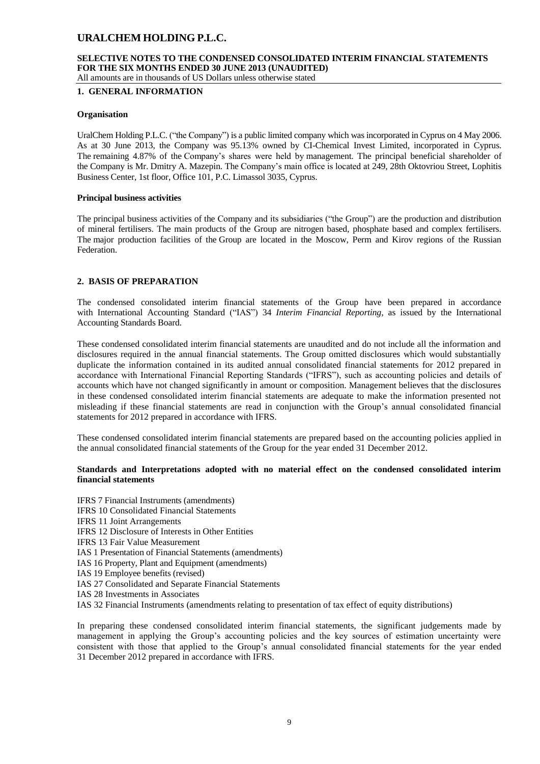## 1. GENERAL INFORMATION

### Organisation

UralChem Holding P.L.C. ("the Company") is a public limited company which was incorporated in Cyprus on 4 May 2006. As at 30 June 2013, the Company was 95.13% owned by CI-Chemical Invest Limited, incorporated in Cyprus. The remaining 4.87% of the Company's shares were held by management. The principal beneficial shareholder of the Company is Mr. Dmitry A. Mazepin. The Company's main office is located at 249, 28th Oktovriou Street, Lophitis Business Center, 1st floor, Office 101, P.C. Limassol 3035, Cyprus.

### Principal business activities

The principal business activities of the Company and its subsidiaries ("the Group") are the production and distribution of mineral fertilisers. The main products of the Group are nitrogen based, phosphate based and complex fertilisers. The major production facilities of the Group are located in the Moscow, Perm and Kirov regions of the Russian Federation.

## 2. BASIS OF PREPARATION

The condensed consolidated interim financial statements of the Group have been prepared in accordance with International Accounting Standard ("IAS") 34 *Interim Financial Reporting*, as issued by the International Accounting Standards Board.

These condensed consolidated interim financial statements are unaudited and do not include all the information and disclosures required in the annual financial statements. The Group omitted disclosures which would substantially duplicate the information contained in its audited annual consolidated financial statements for 2012 prepared in accordance with International Financial Reporting Standards ("IFRS"), such as accounting policies and details of accounts which have not changed significantly in amount or composition. Management believes that the disclosures in these condensed consolidated interim financial statements are adequate to make the information presented not misleading if these financial statements are read in conjunction with the Group's annual consolidated financial statements for 2012 prepared in accordance with IFRS.

These condensed consolidated interim financial statements are prepared based on the accounting policies applied in the annual consolidated financial statements of the Group for the year ended 31 December 2012.

### Standards and Interpretations adopted with no material effect on the condensed consolidated interim financial statements

IFRS 7 Financial Instruments (amendments)
IFRS 10 Consolidated Financial Statements
IFRS 11 Joint Arrangements
IFRS 12 Disclosure of Interests in Other Entities
IFRS 13 Fair Value Measurement
IAS 1 Presentation of Financial Statements (amendments)
IAS 16 Property, Plant and Equipment (amendments)
IAS 19 Employee benefits (revised)
IAS 27 Consolidated and Separate Financial Statements
IAS 28 Investments in Associates
IAS 32 Financial Instruments (amendments relating to presentation of tax effect of equity distributions)

In preparing these condensed consolidated interim financial statements, the significant judgements made by management in applying the Group's accounting policies and the key sources of estimation uncertainty were consistent with those that applied to the Group's annual consolidated financial statements for the year ended 31 December 2012 prepared in accordance with IFRS.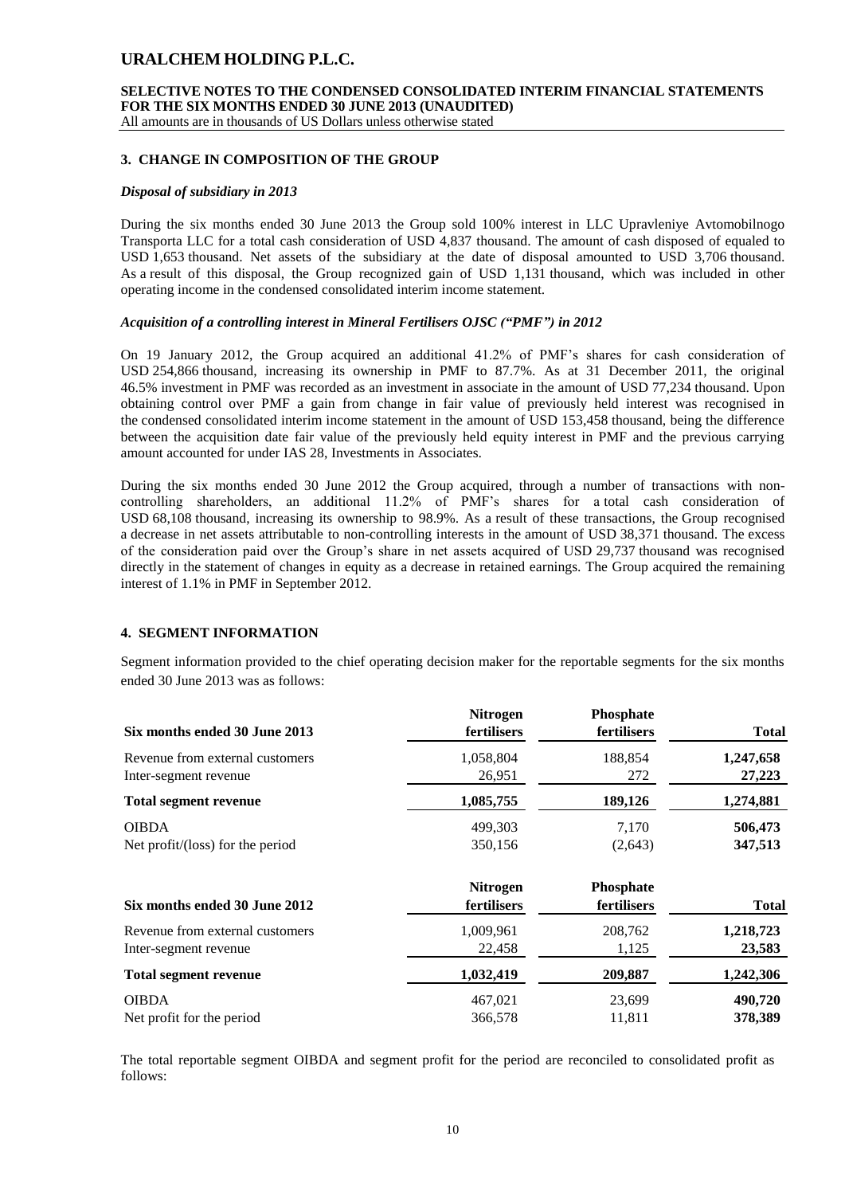## 3. CHANGE IN COMPOSITION OF THE GROUP

### *Disposal of subsidiary in 2013*

During the six months ended 30 June 2013 the Group sold 100% interest in LLC Upravleniye Avtomobilnogo Transporta LLC for a total cash consideration of USD 4,837 thousand. The amount of cash disposed of equaled to USD 1,653 thousand. Net assets of the subsidiary at the date of disposal amounted to USD 3,706 thousand. As a result of this disposal, the Group recognized gain of USD 1,131 thousand, which was included in other operating income in the condensed consolidated interim income statement.

### *Acquisition of a controlling interest in Mineral Fertilisers OJSC ("PMF") in 2012*

On 19 January 2012, the Group acquired an additional 41.2% of PMF's shares for cash consideration of USD 254,866 thousand, increasing its ownership in PMF to 87.7%. As at 31 December 2011, the original 46.5% investment in PMF was recorded as an investment in associate in the amount of USD 77,234 thousand. Upon obtaining control over PMF a gain from change in fair value of previously held interest was recognised in the condensed consolidated interim income statement in the amount of USD 153,458 thousand, being the difference between the acquisition date fair value of the previously held equity interest in PMF and the previous carrying amount accounted for under IAS 28, Investments in Associates.

During the six months ended 30 June 2012 the Group acquired, through a number of transactions with non-controlling shareholders, an additional 11.2% of PMF's shares for a total cash consideration of USD 68,108 thousand, increasing its ownership to 98.9%. As a result of these transactions, the Group recognised a decrease in net assets attributable to non-controlling interests in the amount of USD 38,371 thousand. The excess of the consideration paid over the Group's share in net assets acquired of USD 29,737 thousand was recognised directly in the statement of changes in equity as a decrease in retained earnings. The Group acquired the remaining interest of 1.1% in PMF in September 2012.

## 4. SEGMENT INFORMATION

Segment information provided to the chief operating decision maker for the reportable segments for the six months ended 30 June 2013 was as follows:

| Six months ended 30 June 2013 | Nitrogen fertilisers | Phosphate fertilisers | Total |
|---|---|---|---|
| Revenue from external customers | 1,058,804 | 188,854 | **1,247,658** |
| Inter-segment revenue | 26,951 | 272 | **27,223** |
| **Total segment revenue** | **1,085,755** | **189,126** | **1,274,881** |
| OIBDA | 499,303 | 7,170 | **506,473** |
| Net profit/(loss) for the period | 350,156 | (2,643) | **347,513** |

| Six months ended 30 June 2012 | Nitrogen fertilisers | Phosphate fertilisers | Total |
|---|---|---|---|
| Revenue from external customers | 1,009,961 | 208,762 | **1,218,723** |
| Inter-segment revenue | 22,458 | 1,125 | **23,583** |
| **Total segment revenue** | **1,032,419** | **209,887** | **1,242,306** |
| OIBDA | 467,021 | 23,699 | **490,720** |
| Net profit for the period | 366,578 | 11,811 | **378,389** |

The total reportable segment OIBDA and segment profit for the period are reconciled to consolidated profit as follows: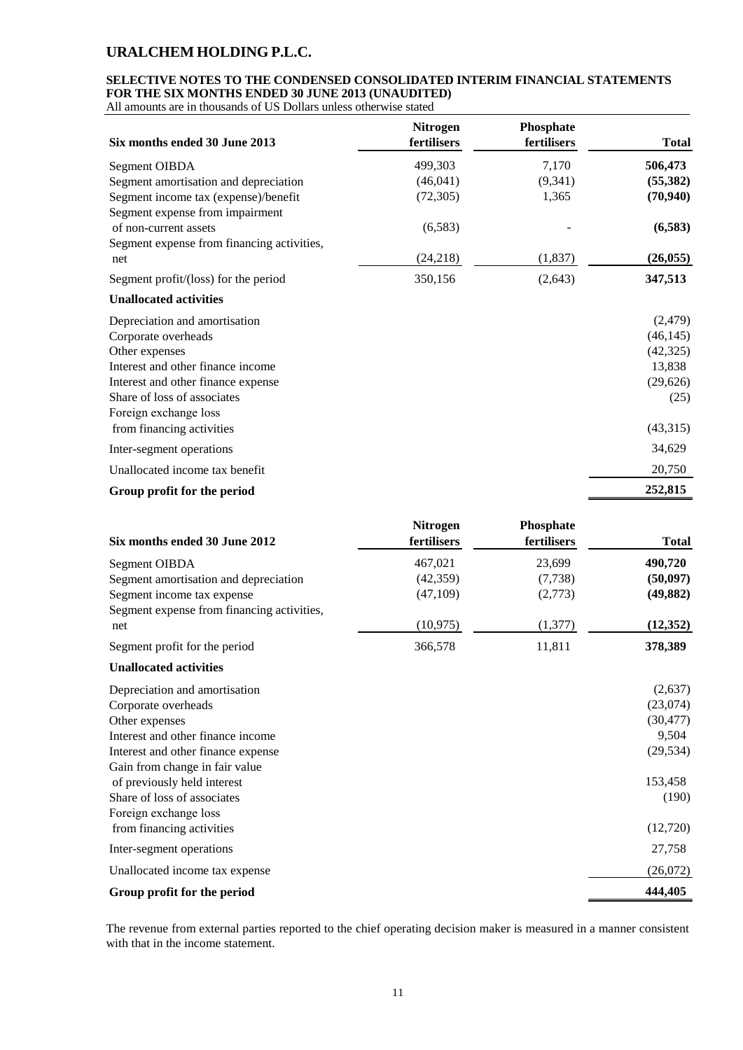# URALCHEM HOLDING P.L.C.

**SELECTIVE NOTES TO THE CONDENSED CONSOLIDATED INTERIM FINANCIAL STATEMENTS FOR THE SIX MONTHS ENDED 30 JUNE 2013 (UNAUDITED)**

All amounts are in thousands of US Dollars unless otherwise stated

| Six months ended 30 June 2013 | Nitrogen fertilisers | Phosphate fertilisers | Total |
|---|---|---|---|
| Segment OIBDA | 499,303 | 7,170 | **506,473** |
| Segment amortisation and depreciation | (46,041) | (9,341) | **(55,382)** |
| Segment income tax (expense)/benefit | (72,305) | 1,365 | **(70,940)** |
| Segment expense from impairment of non-current assets | (6,583) | - | **(6,583)** |
| Segment expense from financing activities, net | (24,218) | (1,837) | **(26,055)** |
| Segment profit/(loss) for the period | 350,156 | (2,643) | **347,513** |
| **Unallocated activities** | | | |
| Depreciation and amortisation | | | (2,479) |
| Corporate overheads | | | (46,145) |
| Other expenses | | | (42,325) |
| Interest and other finance income | | | 13,838 |
| Interest and other finance expense | | | (29,626) |
| Share of loss of associates | | | (25) |
| Foreign exchange loss from financing activities | | | (43,315) |
| Inter-segment operations | | | 34,629 |
| Unallocated income tax benefit | | | 20,750 |
| **Group profit for the period** | | | **252,815** |

| Six months ended 30 June 2012 | Nitrogen fertilisers | Phosphate fertilisers | Total |
|---|---|---|---|
| Segment OIBDA | 467,021 | 23,699 | **490,720** |
| Segment amortisation and depreciation | (42,359) | (7,738) | **(50,097)** |
| Segment income tax expense | (47,109) | (2,773) | **(49,882)** |
| Segment expense from financing activities, net | (10,975) | (1,377) | **(12,352)** |
| Segment profit for the period | 366,578 | 11,811 | **378,389** |
| **Unallocated activities** | | | |
| Depreciation and amortisation | | | (2,637) |
| Corporate overheads | | | (23,074) |
| Other expenses | | | (30,477) |
| Interest and other finance income | | | 9,504 |
| Interest and other finance expense | | | (29,534) |
| Gain from change in fair value of previously held interest | | | 153,458 |
| Share of loss of associates | | | (190) |
| Foreign exchange loss from financing activities | | | (12,720) |
| Inter-segment operations | | | 27,758 |
| Unallocated income tax expense | | | (26,072) |
| **Group profit for the period** | | | **444,405** |

The revenue from external parties reported to the chief operating decision maker is measured in a manner consistent with that in the income statement.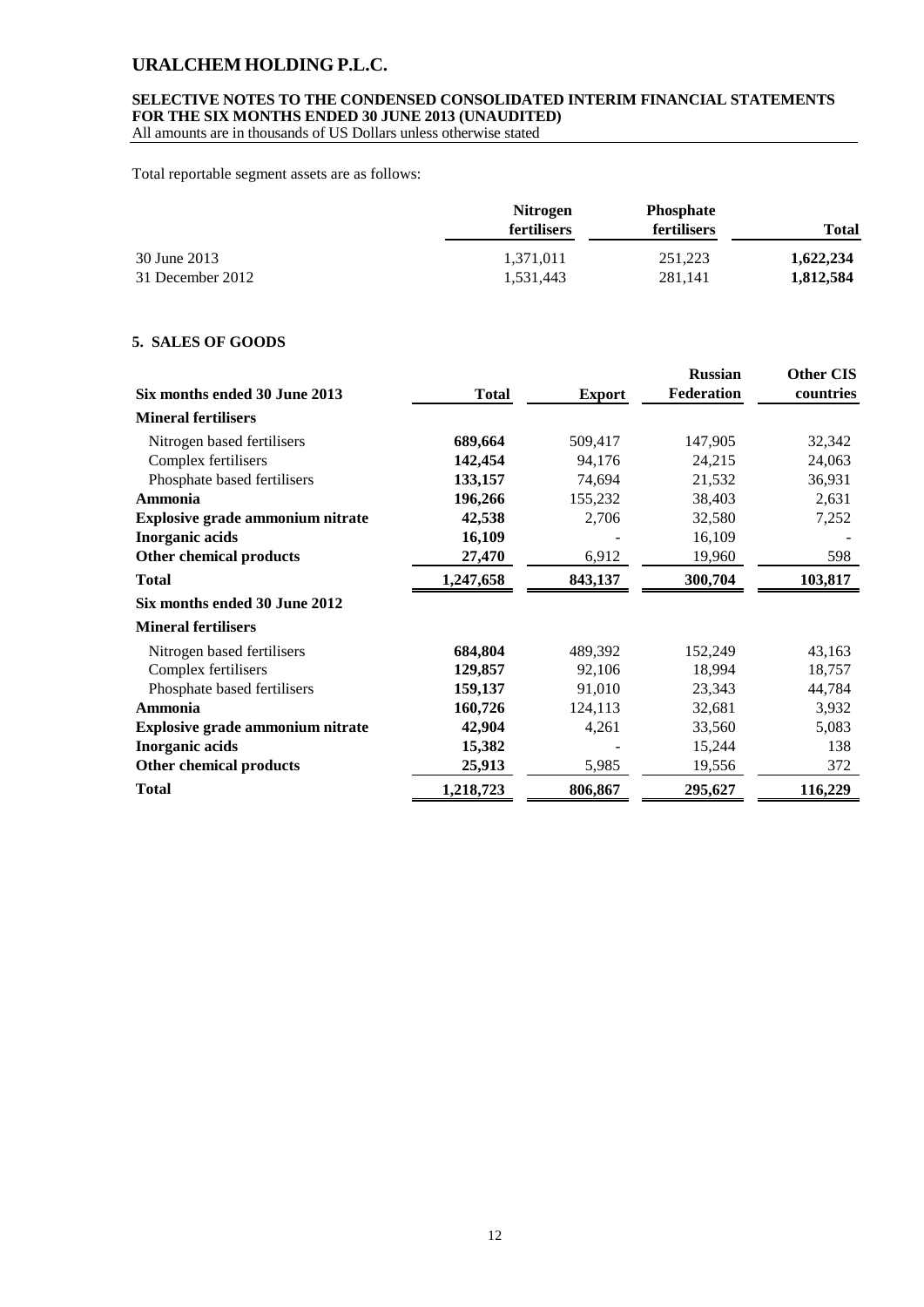Total reportable segment assets are as follows:

| | Nitrogen fertilisers | Phosphate fertilisers | Total |
|---|---|---|---|
| 30 June 2013 | 1,371,011 | 251,223 | **1,622,234** |
| 31 December 2012 | 1,531,443 | 281,141 | **1,812,584** |

## 5. SALES OF GOODS

| Six months ended 30 June 2013 | Total | Export | Russian Federation | Other CIS countries |
|---|---|---|---|---|
| **Mineral fertilisers** | | | | |
| Nitrogen based fertilisers | **689,664** | 509,417 | 147,905 | 32,342 |
| Complex fertilisers | **142,454** | 94,176 | 24,215 | 24,063 |
| Phosphate based fertilisers | **133,157** | 74,694 | 21,532 | 36,931 |
| **Ammonia** | **196,266** | 155,232 | 38,403 | 2,631 |
| **Explosive grade ammonium nitrate** | **42,538** | 2,706 | 32,580 | 7,252 |
| **Inorganic acids** | **16,109** | - | 16,109 | - |
| **Other chemical products** | **27,470** | 6,912 | 19,960 | 598 |
| **Total** | **1,247,658** | **843,137** | **300,704** | **103,817** |
| **Six months ended 30 June 2012** | | | | |
| **Mineral fertilisers** | | | | |
| Nitrogen based fertilisers | **684,804** | 489,392 | 152,249 | 43,163 |
| Complex fertilisers | **129,857** | 92,106 | 18,994 | 18,757 |
| Phosphate based fertilisers | **159,137** | 91,010 | 23,343 | 44,784 |
| **Ammonia** | **160,726** | 124,113 | 32,681 | 3,932 |
| **Explosive grade ammonium nitrate** | **42,904** | 4,261 | 33,560 | 5,083 |
| **Inorganic acids** | **15,382** | - | 15,244 | 138 |
| **Other chemical products** | **25,913** | 5,985 | 19,556 | 372 |
| **Total** | **1,218,723** | **806,867** | **295,627** | **116,229** |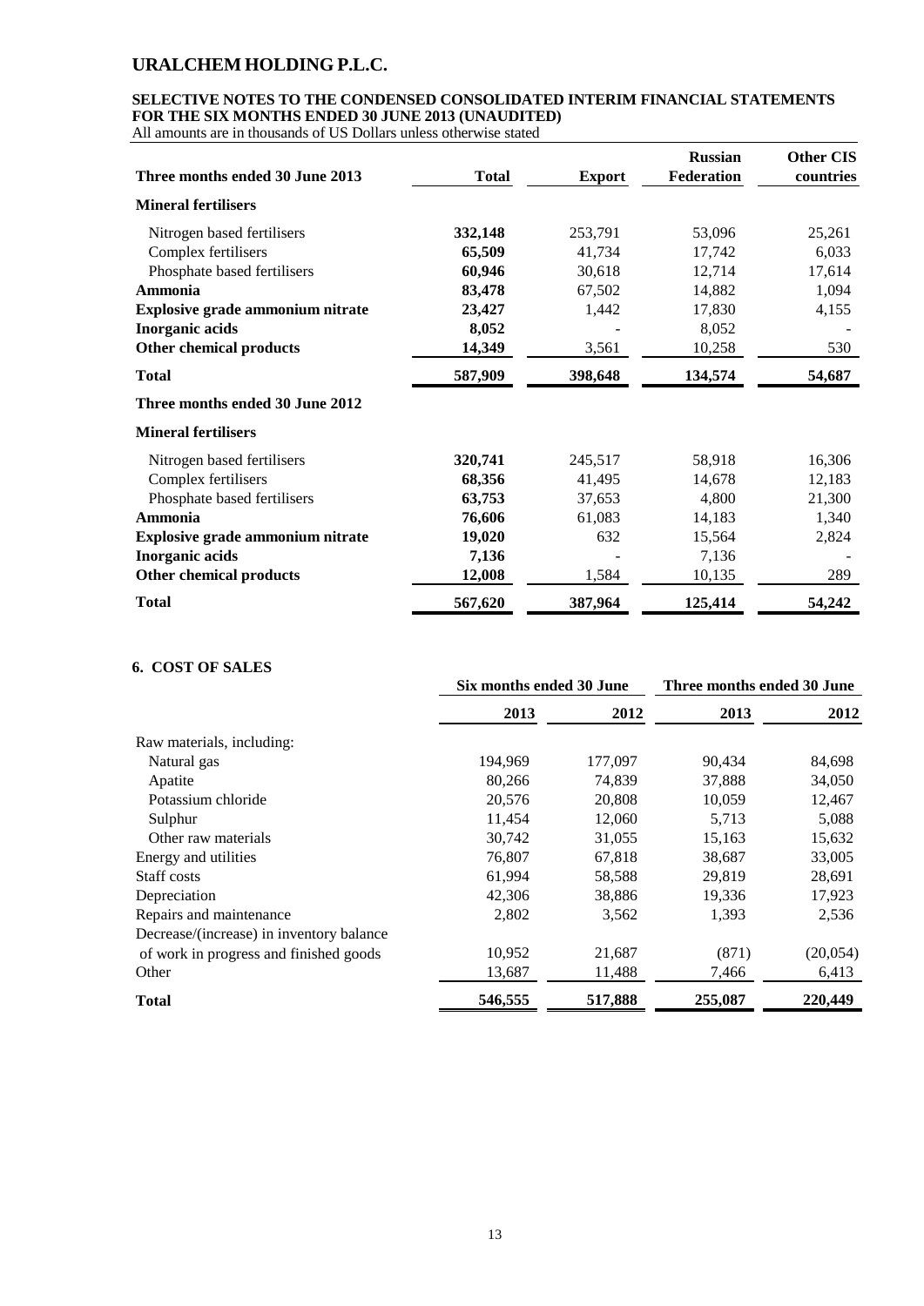| Three months ended 30 June 2013 | Total | Export | Russian Federation | Other CIS countries |
|---|---|---|---|---|
| **Mineral fertilisers** | | | | |
| Nitrogen based fertilisers | **332,148** | 253,791 | 53,096 | 25,261 |
| Complex fertilisers | **65,509** | 41,734 | 17,742 | 6,033 |
| Phosphate based fertilisers | **60,946** | 30,618 | 12,714 | 17,614 |
| **Ammonia** | **83,478** | 67,502 | 14,882 | 1,094 |
| **Explosive grade ammonium nitrate** | **23,427** | 1,442 | 17,830 | 4,155 |
| **Inorganic acids** | **8,052** | - | 8,052 | - |
| **Other chemical products** | **14,349** | 3,561 | 10,258 | 530 |
| **Total** | **587,909** | **398,648** | **134,574** | **54,687** |
| **Three months ended 30 June 2012** | | | | |
| **Mineral fertilisers** | | | | |
| Nitrogen based fertilisers | **320,741** | 245,517 | 58,918 | 16,306 |
| Complex fertilisers | **68,356** | 41,495 | 14,678 | 12,183 |
| Phosphate based fertilisers | **63,753** | 37,653 | 4,800 | 21,300 |
| **Ammonia** | **76,606** | 61,083 | 14,183 | 1,340 |
| **Explosive grade ammonium nitrate** | **19,020** | 632 | 15,564 | 2,824 |
| **Inorganic acids** | **7,136** | - | 7,136 | - |
| **Other chemical products** | **12,008** | 1,584 | 10,135 | 289 |
| **Total** | **567,620** | **387,964** | **125,414** | **54,242** |

## 6. COST OF SALES

| | Six months ended 30 June | | Three months ended 30 June | |
|---|---|---|---|---|
| | **2013** | **2012** | **2013** | **2012** |
| Raw materials, including: | | | | |
| Natural gas | 194,969 | 177,097 | 90,434 | 84,698 |
| Apatite | 80,266 | 74,839 | 37,888 | 34,050 |
| Potassium chloride | 20,576 | 20,808 | 10,059 | 12,467 |
| Sulphur | 11,454 | 12,060 | 5,713 | 5,088 |
| Other raw materials | 30,742 | 31,055 | 15,163 | 15,632 |
| Energy and utilities | 76,807 | 67,818 | 38,687 | 33,005 |
| Staff costs | 61,994 | 58,588 | 29,819 | 28,691 |
| Depreciation | 42,306 | 38,886 | 19,336 | 17,923 |
| Repairs and maintenance | 2,802 | 3,562 | 1,393 | 2,536 |
| Decrease/(increase) in inventory balance of work in progress and finished goods | 10,952 | 21,687 | (871) | (20,054) |
| Other | 13,687 | 11,488 | 7,466 | 6,413 |
| **Total** | **546,555** | **517,888** | **255,087** | **220,449** |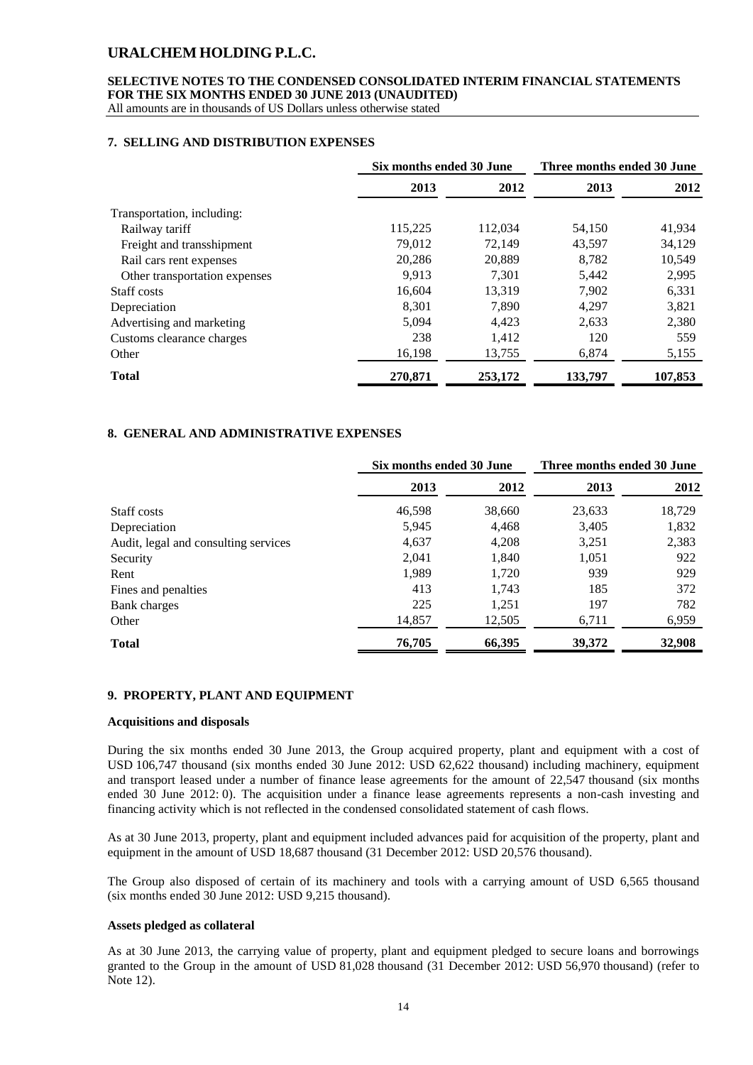## 7. SELLING AND DISTRIBUTION EXPENSES

| | Six months ended 30 June | | Three months ended 30 June | |
|---|---|---|---|---|
| | **2013** | **2012** | **2013** | **2012** |
| Transportation, including: | | | | |
| Railway tariff | 115,225 | 112,034 | 54,150 | 41,934 |
| Freight and transshipment | 79,012 | 72,149 | 43,597 | 34,129 |
| Rail cars rent expenses | 20,286 | 20,889 | 8,782 | 10,549 |
| Other transportation expenses | 9,913 | 7,301 | 5,442 | 2,995 |
| Staff costs | 16,604 | 13,319 | 7,902 | 6,331 |
| Depreciation | 8,301 | 7,890 | 4,297 | 3,821 |
| Advertising and marketing | 5,094 | 4,423 | 2,633 | 2,380 |
| Customs clearance charges | 238 | 1,412 | 120 | 559 |
| Other | 16,198 | 13,755 | 6,874 | 5,155 |
| **Total** | **270,871** | **253,172** | **133,797** | **107,853** |

## 8. GENERAL AND ADMINISTRATIVE EXPENSES

| | Six months ended 30 June | | Three months ended 30 June | |
|---|---|---|---|---|
| | **2013** | **2012** | **2013** | **2012** |
| Staff costs | 46,598 | 38,660 | 23,633 | 18,729 |
| Depreciation | 5,945 | 4,468 | 3,405 | 1,832 |
| Audit, legal and consulting services | 4,637 | 4,208 | 3,251 | 2,383 |
| Security | 2,041 | 1,840 | 1,051 | 922 |
| Rent | 1,989 | 1,720 | 939 | 929 |
| Fines and penalties | 413 | 1,743 | 185 | 372 |
| Bank charges | 225 | 1,251 | 197 | 782 |
| Other | 14,857 | 12,505 | 6,711 | 6,959 |
| **Total** | **76,705** | **66,395** | **39,372** | **32,908** |

## 9. PROPERTY, PLANT AND EQUIPMENT

### Acquisitions and disposals

During the six months ended 30 June 2013, the Group acquired property, plant and equipment with a cost of USD 106,747 thousand (six months ended 30 June 2012: USD 62,622 thousand) including machinery, equipment and transport leased under a number of finance lease agreements for the amount of 22,547 thousand (six months ended 30 June 2012: 0). The acquisition under a finance lease agreements represents a non-cash investing and financing activity which is not reflected in the condensed consolidated statement of cash flows.

As at 30 June 2013, property, plant and equipment included advances paid for acquisition of the property, plant and equipment in the amount of USD 18,687 thousand (31 December 2012: USD 20,576 thousand).

The Group also disposed of certain of its machinery and tools with a carrying amount of USD 6,565 thousand (six months ended 30 June 2012: USD 9,215 thousand).

### Assets pledged as collateral

As at 30 June 2013, the carrying value of property, plant and equipment pledged to secure loans and borrowings granted to the Group in the amount of USD 81,028 thousand (31 December 2012: USD 56,970 thousand) (refer to Note 12).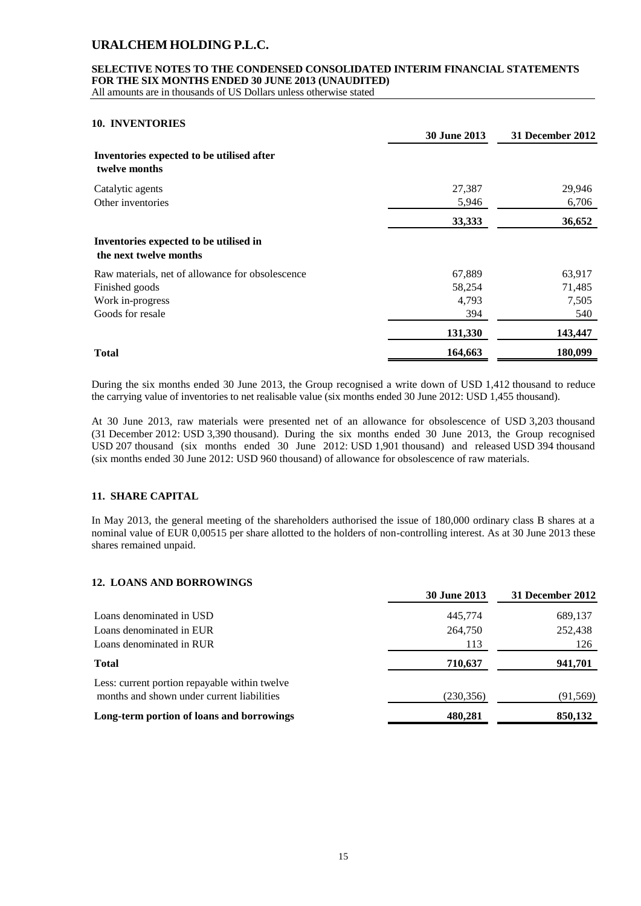## 10. INVENTORIES

| | 30 June 2013 | 31 December 2012 |
|---|---|---|
| **Inventories expected to be utilised after twelve months** | | |
| Catalytic agents | 27,387 | 29,946 |
| Other inventories | 5,946 | 6,706 |
| | **33,333** | **36,652** |
| **Inventories expected to be utilised in the next twelve months** | | |
| Raw materials, net of allowance for obsolescence | 67,889 | 63,917 |
| Finished goods | 58,254 | 71,485 |
| Work in-progress | 4,793 | 7,505 |
| Goods for resale | 394 | 540 |
| | **131,330** | **143,447** |
| **Total** | **164,663** | **180,099** |

During the six months ended 30 June 2013, the Group recognised a write down of USD 1,412 thousand to reduce the carrying value of inventories to net realisable value (six months ended 30 June 2012: USD 1,455 thousand).

At 30 June 2013, raw materials were presented net of an allowance for obsolescence of USD 3,203 thousand (31 December 2012: USD 3,390 thousand). During the six months ended 30 June 2013, the Group recognised USD 207 thousand (six months ended 30 June 2012: USD 1,901 thousand) and released USD 394 thousand (six months ended 30 June 2012: USD 960 thousand) of allowance for obsolescence of raw materials.

## 11. SHARE CAPITAL

In May 2013, the general meeting of the shareholders authorised the issue of 180,000 ordinary class B shares at a nominal value of EUR 0,00515 per share allotted to the holders of non-controlling interest. As at 30 June 2013 these shares remained unpaid.

## 12. LOANS AND BORROWINGS

| | 30 June 2013 | 31 December 2012 |
|---|---|---|
| Loans denominated in USD | 445,774 | 689,137 |
| Loans denominated in EUR | 264,750 | 252,438 |
| Loans denominated in RUR | 113 | 126 |
| **Total** | **710,637** | **941,701** |
| Less: current portion repayable within twelve months and shown under current liabilities | (230,356) | (91,569) |
| **Long-term portion of loans and borrowings** | **480,281** | **850,132** |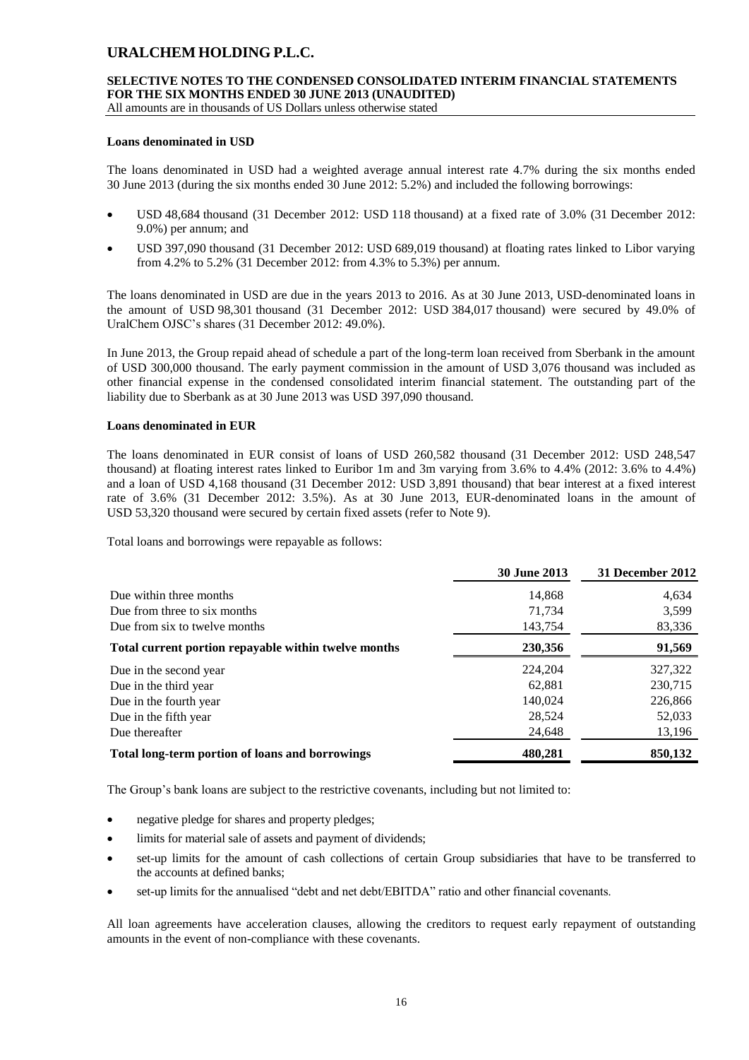#### Loans denominated in USD

The loans denominated in USD had a weighted average annual interest rate 4.7% during the six months ended 30 June 2013 (during the six months ended 30 June 2012: 5.2%) and included the following borrowings:

- USD 48,684 thousand (31 December 2012: USD 118 thousand) at a fixed rate of 3.0% (31 December 2012: 9.0%) per annum; and
- USD 397,090 thousand (31 December 2012: USD 689,019 thousand) at floating rates linked to Libor varying from 4.2% to 5.2% (31 December 2012: from 4.3% to 5.3%) per annum.

The loans denominated in USD are due in the years 2013 to 2016. As at 30 June 2013, USD-denominated loans in the amount of USD 98,301 thousand (31 December 2012: USD 384,017 thousand) were secured by 49.0% of UralChem OJSC's shares (31 December 2012: 49.0%).

In June 2013, the Group repaid ahead of schedule a part of the long-term loan received from Sberbank in the amount of USD 300,000 thousand. The early payment commission in the amount of USD 3,076 thousand was included as other financial expense in the condensed consolidated interim financial statement. The outstanding part of the liability due to Sberbank as at 30 June 2013 was USD 397,090 thousand.

#### Loans denominated in EUR

The loans denominated in EUR consist of loans of USD 260,582 thousand (31 December 2012: USD 248,547 thousand) at floating interest rates linked to Euribor 1m and 3m varying from 3.6% to 4.4% (2012: 3.6% to 4.4%) and a loan of USD 4,168 thousand (31 December 2012: USD 3,891 thousand) that bear interest at a fixed interest rate of 3.6% (31 December 2012: 3.5%). As at 30 June 2013, EUR-denominated loans in the amount of USD 53,320 thousand were secured by certain fixed assets (refer to Note 9).

Total loans and borrowings were repayable as follows:

| | 30 June 2013 | 31 December 2012 |
|---|---|---|
| Due within three months | 14,868 | 4,634 |
| Due from three to six months | 71,734 | 3,599 |
| Due from six to twelve months | 143,754 | 83,336 |
| **Total current portion repayable within twelve months** | **230,356** | **91,569** |
| Due in the second year | 224,204 | 327,322 |
| Due in the third year | 62,881 | 230,715 |
| Due in the fourth year | 140,024 | 226,866 |
| Due in the fifth year | 28,524 | 52,033 |
| Due thereafter | 24,648 | 13,196 |
| **Total long-term portion of loans and borrowings** | **480,281** | **850,132** |

The Group's bank loans are subject to the restrictive covenants, including but not limited to:

- negative pledge for shares and property pledges;
- limits for material sale of assets and payment of dividends;
- set-up limits for the amount of cash collections of certain Group subsidiaries that have to be transferred to the accounts at defined banks;
- set-up limits for the annualised "debt and net debt/EBITDA" ratio and other financial covenants.

All loan agreements have acceleration clauses, allowing the creditors to request early repayment of outstanding amounts in the event of non-compliance with these covenants.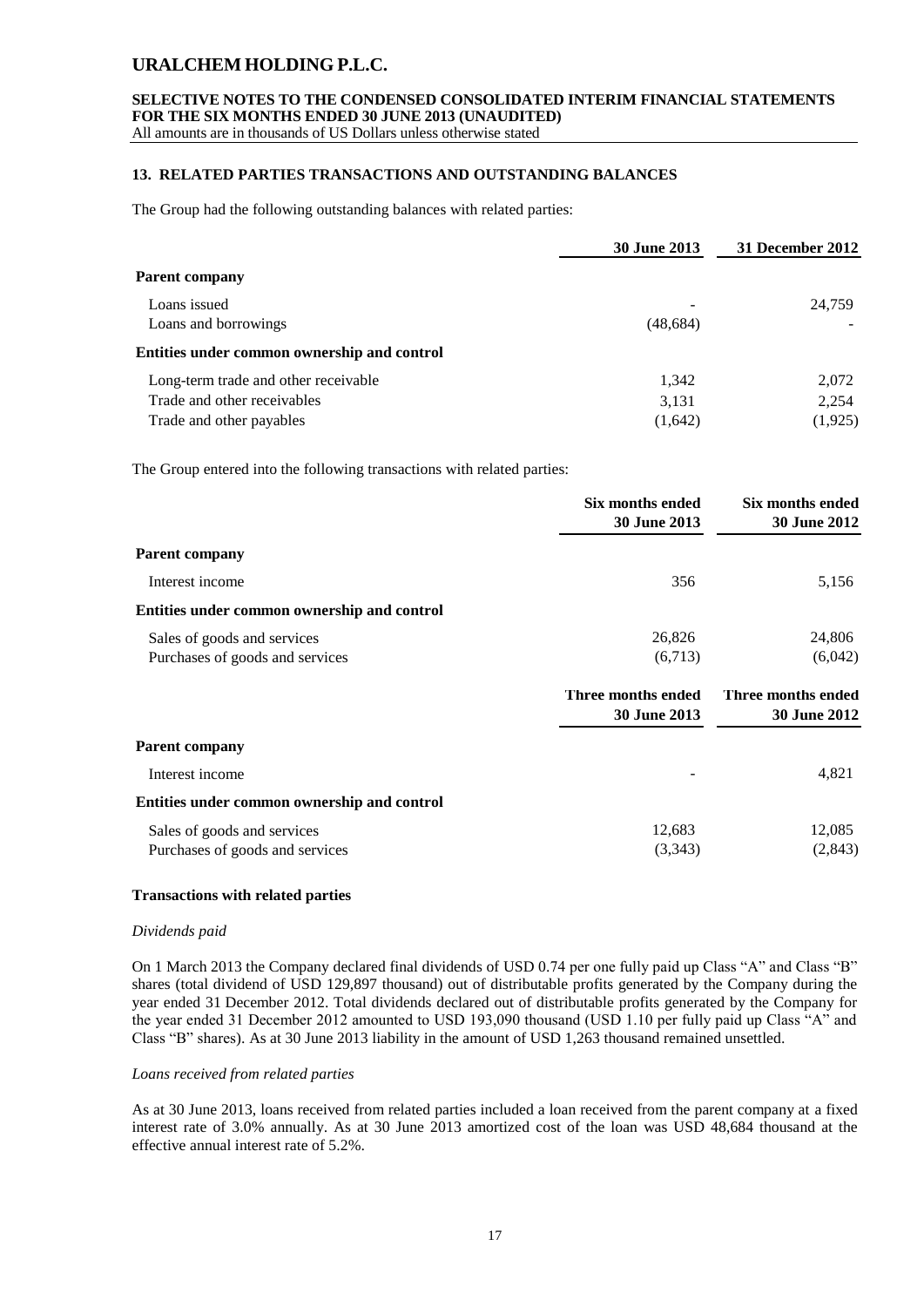## 13. RELATED PARTIES TRANSACTIONS AND OUTSTANDING BALANCES

The Group had the following outstanding balances with related parties:

| | 30 June 2013 | 31 December 2012 |
|---|---|---|
| **Parent company** | | |
| Loans issued | - | 24,759 |
| Loans and borrowings | (48,684) | - |
| **Entities under common ownership and control** | | |
| Long-term trade and other receivable | 1,342 | 2,072 |
| Trade and other receivables | 3,131 | 2,254 |
| Trade and other payables | (1,642) | (1,925) |

The Group entered into the following transactions with related parties:

| | Six months ended 30 June 2013 | Six months ended 30 June 2012 |
|---|---|---|
| **Parent company** | | |
| Interest income | 356 | 5,156 |
| **Entities under common ownership and control** | | |
| Sales of goods and services | 26,826 | 24,806 |
| Purchases of goods and services | (6,713) | (6,042) |

| | Three months ended 30 June 2013 | Three months ended 30 June 2012 |
|---|---|---|
| **Parent company** | | |
| Interest income | - | 4,821 |
| **Entities under common ownership and control** | | |
| Sales of goods and services | 12,683 | 12,085 |
| Purchases of goods and services | (3,343) | (2,843) |

### Transactions with related parties

*Dividends paid*

On 1 March 2013 the Company declared final dividends of USD 0.74 per one fully paid up Class "A" and Class "B" shares (total dividend of USD 129,897 thousand) out of distributable profits generated by the Company during the year ended 31 December 2012. Total dividends declared out of distributable profits generated by the Company for the year ended 31 December 2012 amounted to USD 193,090 thousand (USD 1.10 per fully paid up Class "A" and Class "B" shares). As at 30 June 2013 liability in the amount of USD 1,263 thousand remained unsettled.

*Loans received from related parties*

As at 30 June 2013, loans received from related parties included a loan received from the parent company at a fixed interest rate of 3.0% annually. As at 30 June 2013 amortized cost of the loan was USD 48,684 thousand at the effective annual interest rate of 5.2%.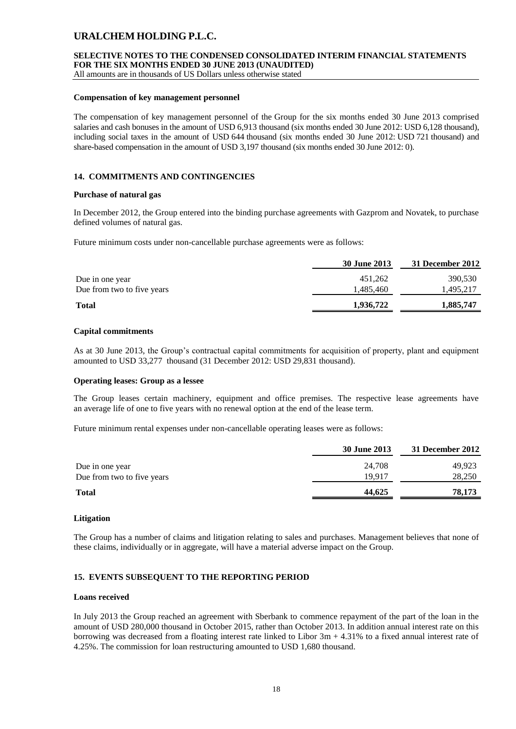#### Compensation of key management personnel

The compensation of key management personnel of the Group for the six months ended 30 June 2013 comprised salaries and cash bonuses in the amount of USD 6,913 thousand (six months ended 30 June 2012: USD 6,128 thousand), including social taxes in the amount of USD 644 thousand (six months ended 30 June 2012: USD 721 thousand) and share-based compensation in the amount of USD 3,197 thousand (six months ended 30 June 2012: 0).

## 14. COMMITMENTS AND CONTINGENCIES

#### Purchase of natural gas

In December 2012, the Group entered into the binding purchase agreements with Gazprom and Novatek, to purchase defined volumes of natural gas.

Future minimum costs under non-cancellable purchase agreements were as follows:

| | 30 June 2013 | 31 December 2012 |
|---|---|---|
| Due in one year | 451,262 | 390,530 |
| Due from two to five years | 1,485,460 | 1,495,217 |
| **Total** | **1,936,722** | **1,885,747** |

#### Capital commitments

As at 30 June 2013, the Group's contractual capital commitments for acquisition of property, plant and equipment amounted to USD 33,277 thousand (31 December 2012: USD 29,831 thousand).

#### Operating leases: Group as a lessee

The Group leases certain machinery, equipment and office premises. The respective lease agreements have an average life of one to five years with no renewal option at the end of the lease term.

Future minimum rental expenses under non-cancellable operating leases were as follows:

| | 30 June 2013 | 31 December 2012 |
|---|---|---|
| Due in one year | 24,708 | 49,923 |
| Due from two to five years | 19,917 | 28,250 |
| **Total** | **44,625** | **78,173** |

#### Litigation

The Group has a number of claims and litigation relating to sales and purchases. Management believes that none of these claims, individually or in aggregate, will have a material adverse impact on the Group.

## 15. EVENTS SUBSEQUENT TO THE REPORTING PERIOD

#### Loans received

In July 2013 the Group reached an agreement with Sberbank to commence repayment of the part of the loan in the amount of USD 280,000 thousand in October 2015, rather than October 2013. In addition annual interest rate on this borrowing was decreased from a floating interest rate linked to Libor 3m + 4.31% to a fixed annual interest rate of 4.25%. The commission for loan restructuring amounted to USD 1,680 thousand.